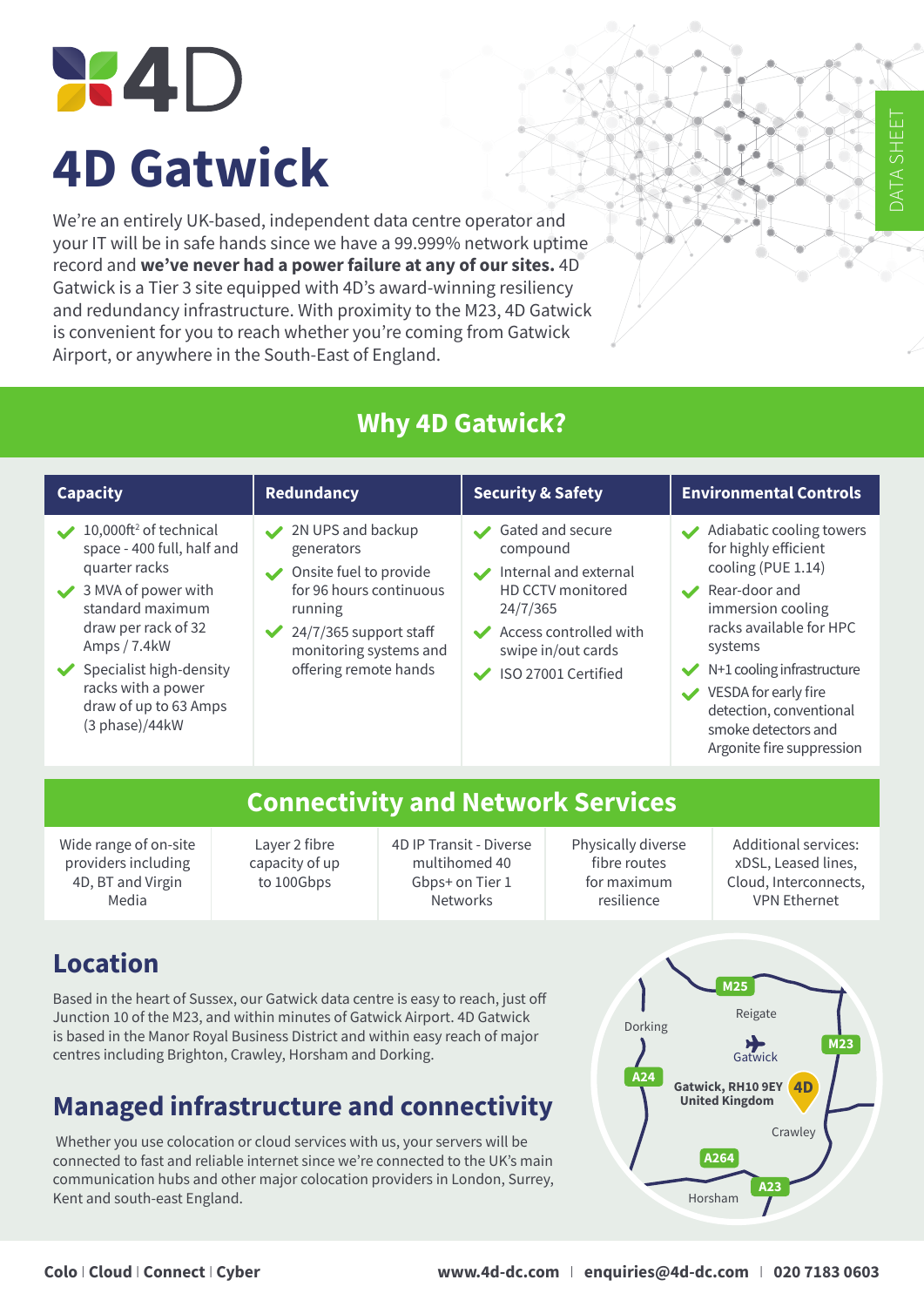# 4D Gatwick

DATA SHEET

We're an entirely UK-based, independent data centre operator and your IT will be in safe hands since we have a 99.999% network uptime record and **we've never had a power failure at any of our sites.** 4D Gatwick is a Tier 3 site equipped with 4D's award-winning resiliency and redundancy infrastructure. With proximity to the M23, 4D Gatwick is convenient for you to reach whether you're coming from Gatwick Airport, or anywhere in the South-East of England.

## Why 4D Gatwick?

### Capacity

- 10,000ft$^2$ of technical space - 400 full, half and quarter racks
- 3 MVA of power with standard maximum draw per rack of 32 Amps / 7.4kW
- Specialist high-density racks with a power draw of up to 63 Amps (3 phase)/44kW

### Redundancy

- 2N UPS and backup generators
- Onsite fuel to provide for 96 hours continuous running
- 24/7/365 support staff monitoring systems and offering remote hands

### Security & Safety

- Gated and secure compound
- Internal and external HD CCTV monitored 24/7/365
- Access controlled with swipe in/out cards
- ISO 27001 Certified

### Environmental Controls

- Adiabatic cooling towers for highly efficient cooling (PUE 1.14)
- Rear-door and immersion cooling racks available for HPC systems
- N+1 cooling infrastructure
- VESDA for early fire detection, conventional smoke detectors and Argonite fire suppression

## Connectivity and Network Services

| Wide range of on-site providers including 4D, BT and Virgin Media | Layer 2 fibre capacity of up to 100Gbps | 4D IP Transit - Diverse multihomed 40 Gbps+ on Tier 1 Networks | Physically diverse fibre routes for maximum resilience | Additional services: xDSL, Leased lines, Cloud, Interconnects, VPN Ethernet |
|---|---|---|---|---|

## Location

Based in the heart of Sussex, our Gatwick data centre is easy to reach, just off Junction 10 of the M23, and within minutes of Gatwick Airport. 4D Gatwick is based in the Manor Royal Business District and within easy reach of major centres including Brighton, Crawley, Horsham and Dorking.

Gatwick, RH10 9EY
United Kingdom

## Managed infrastructure and connectivity

Whether you use colocation or cloud services with us, your servers will be connected to fast and reliable internet since we're connected to the UK's main communication hubs and other major colocation providers in London, Surrey, Kent and south-east England.

**Colo | Cloud | Connect | Cyber** **www.4d-dc.com | enquiries@4d-dc.com | 020 7183 0603**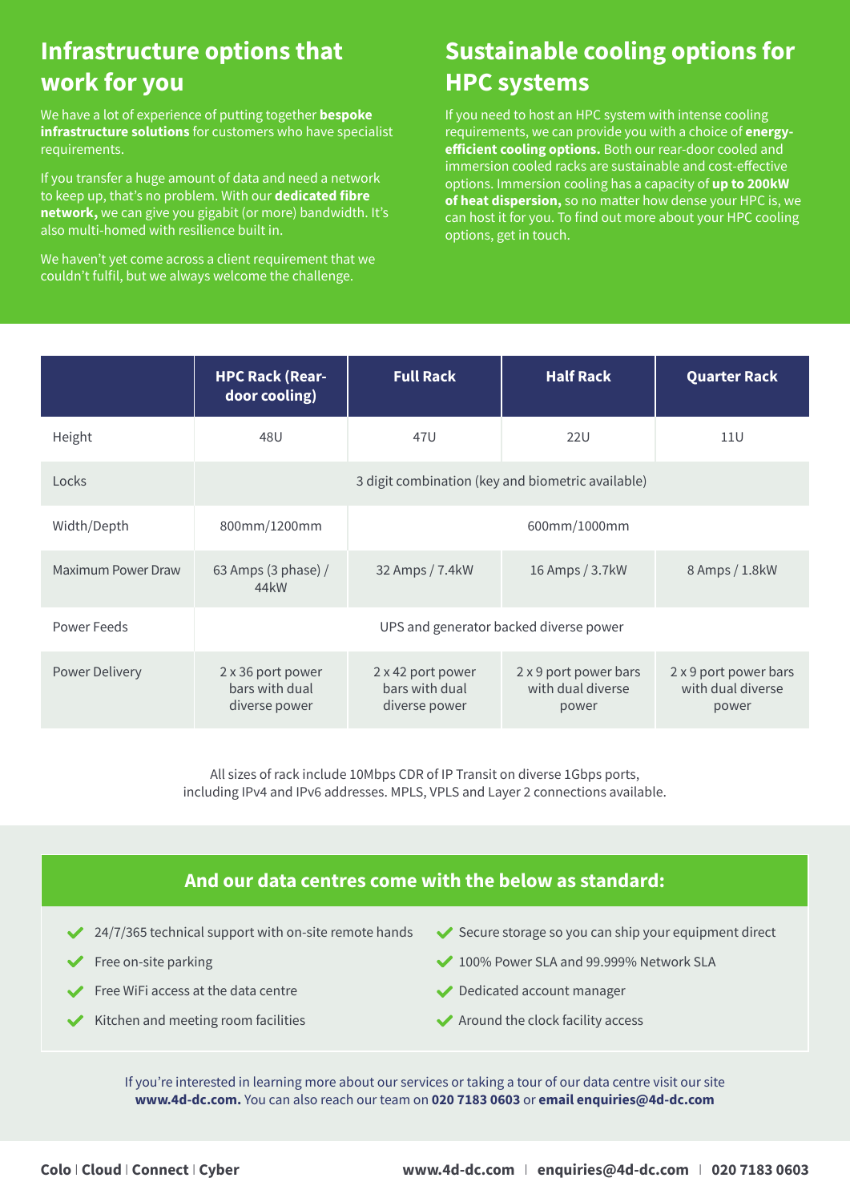## Infrastructure options that work for you

We have a lot of experience of putting together **bespoke infrastructure solutions** for customers who have specialist requirements.

If you transfer a huge amount of data and need a network to keep up, that's no problem. With our **dedicated fibre network,** we can give you gigabit (or more) bandwidth. It's also multi-homed with resilience built in.

We haven't yet come across a client requirement that we couldn't fulfil, but we always welcome the challenge.

## Sustainable cooling options for HPC systems

If you need to host an HPC system with intense cooling requirements, we can provide you with a choice of **energy-efficient cooling options.** Both our rear-door cooled and immersion cooled racks are sustainable and cost-effective options. Immersion cooling has a capacity of **up to 200kW of heat dispersion,** so no matter how dense your HPC is, we can host it for you. To find out more about your HPC cooling options, get in touch.

| | HPC Rack (Rear-door cooling) | Full Rack | Half Rack | Quarter Rack |
|---|---|---|---|---|
| Height | 48U | 47U | 22U | 11U |
| Locks | 3 digit combination (key and biometric available) | | | |
| Width/Depth | 800mm/1200mm | 600mm/1000mm | | |
| Maximum Power Draw | 63 Amps (3 phase) / 44kW | 32 Amps / 7.4kW | 16 Amps / 3.7kW | 8 Amps / 1.8kW |
| Power Feeds | UPS and generator backed diverse power | | | |
| Power Delivery | 2 x 36 port power bars with dual diverse power | 2 x 42 port power bars with dual diverse power | 2 x 9 port power bars with dual diverse power | 2 x 9 port power bars with dual diverse power |

All sizes of rack include 10Mbps CDR of IP Transit on diverse 1Gbps ports, including IPv4 and IPv6 addresses. MPLS, VPLS and Layer 2 connections available.

## And our data centres come with the below as standard:

- 24/7/365 technical support with on-site remote hands
- Free on-site parking
- Free WiFi access at the data centre
- Kitchen and meeting room facilities
- Secure storage so you can ship your equipment direct
- 100% Power SLA and 99.999% Network SLA
- Dedicated account manager
- Around the clock facility access

If you're interested in learning more about our services or taking a tour of our data centre visit our site **www.4d-dc.com.** You can also reach our team on **020 7183 0603** or **email enquiries@4d-dc.com**

**Colo | Cloud | Connect | Cyber**

**www.4d-dc.com | enquiries@4d-dc.com | 020 7183 0603**